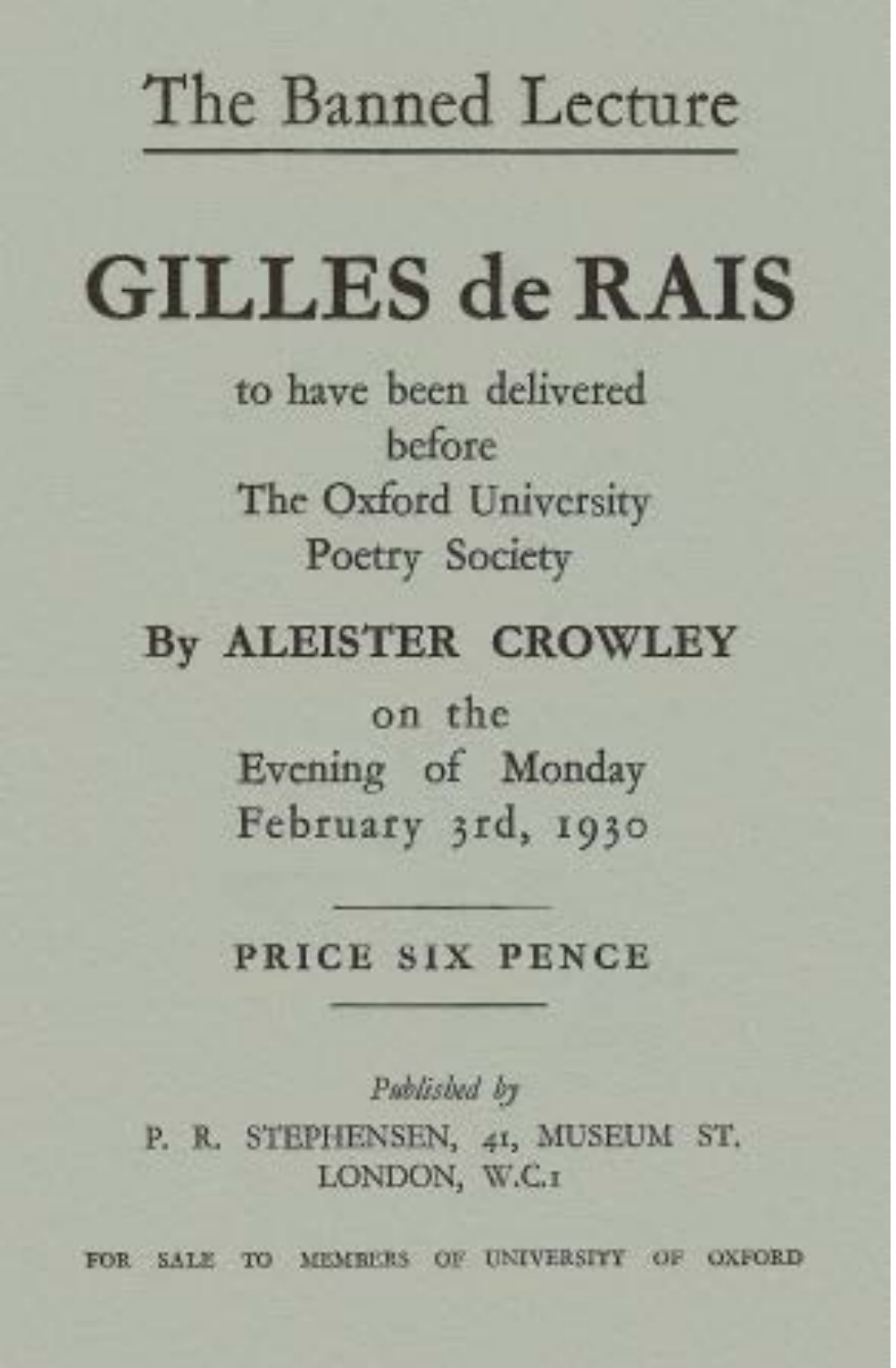The Banned Lecture

# GILLES de RAIS

to have been delivered
before
The Oxford University
Poetry Society

**By ALEISTER CROWLEY**

on the
Evening of Monday
February 3rd, 1930

---

**PRICE SIX PENCE**

---

*Published by*

P. R. STEPHENSEN, 41, MUSEUM ST.
LONDON, W.C.1

FOR SALE TO MEMBERS OF UNIVERSITY OF OXFORD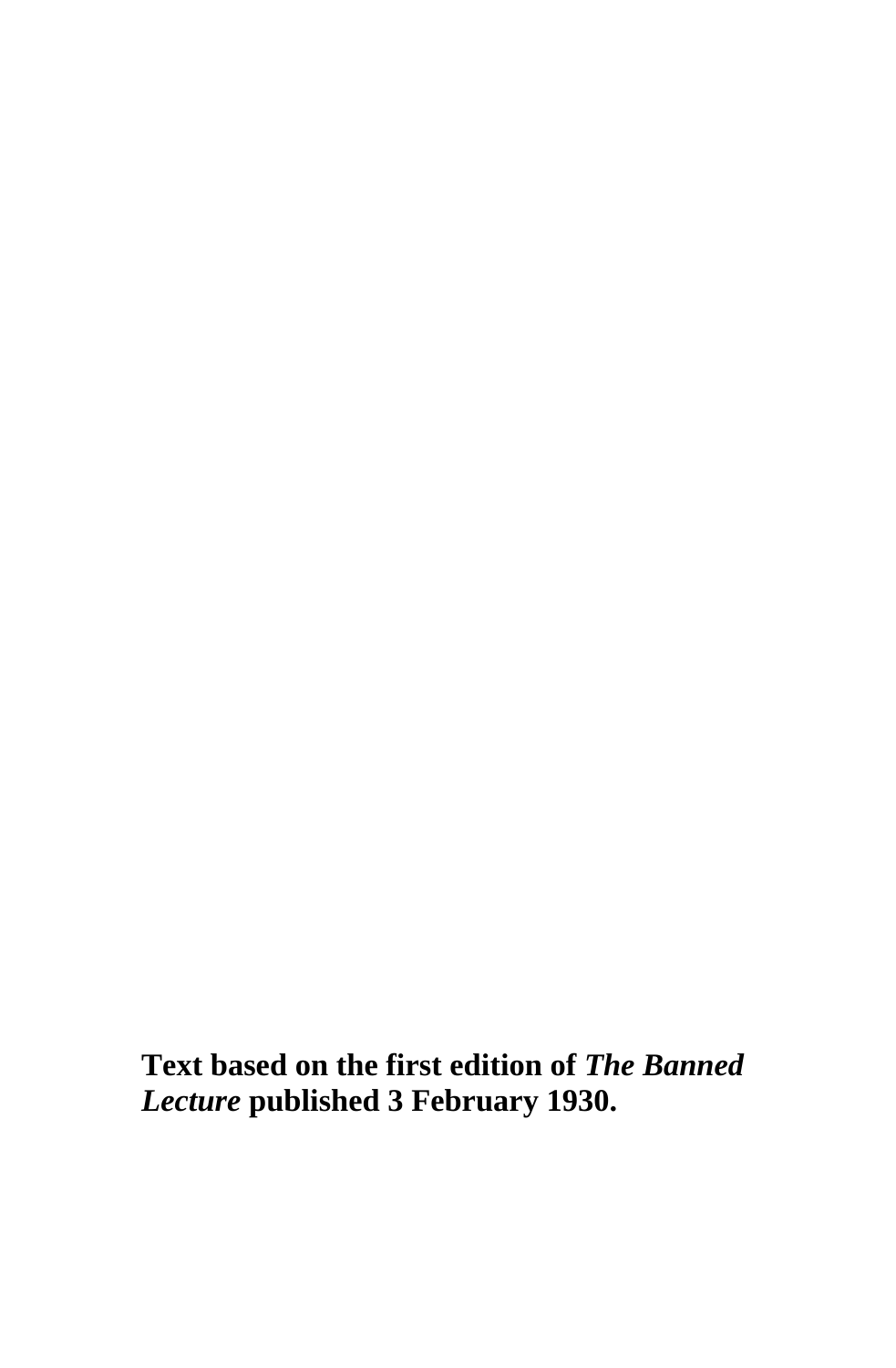**Text based on the first edition of *The Banned Lecture* published 3 February 1930.**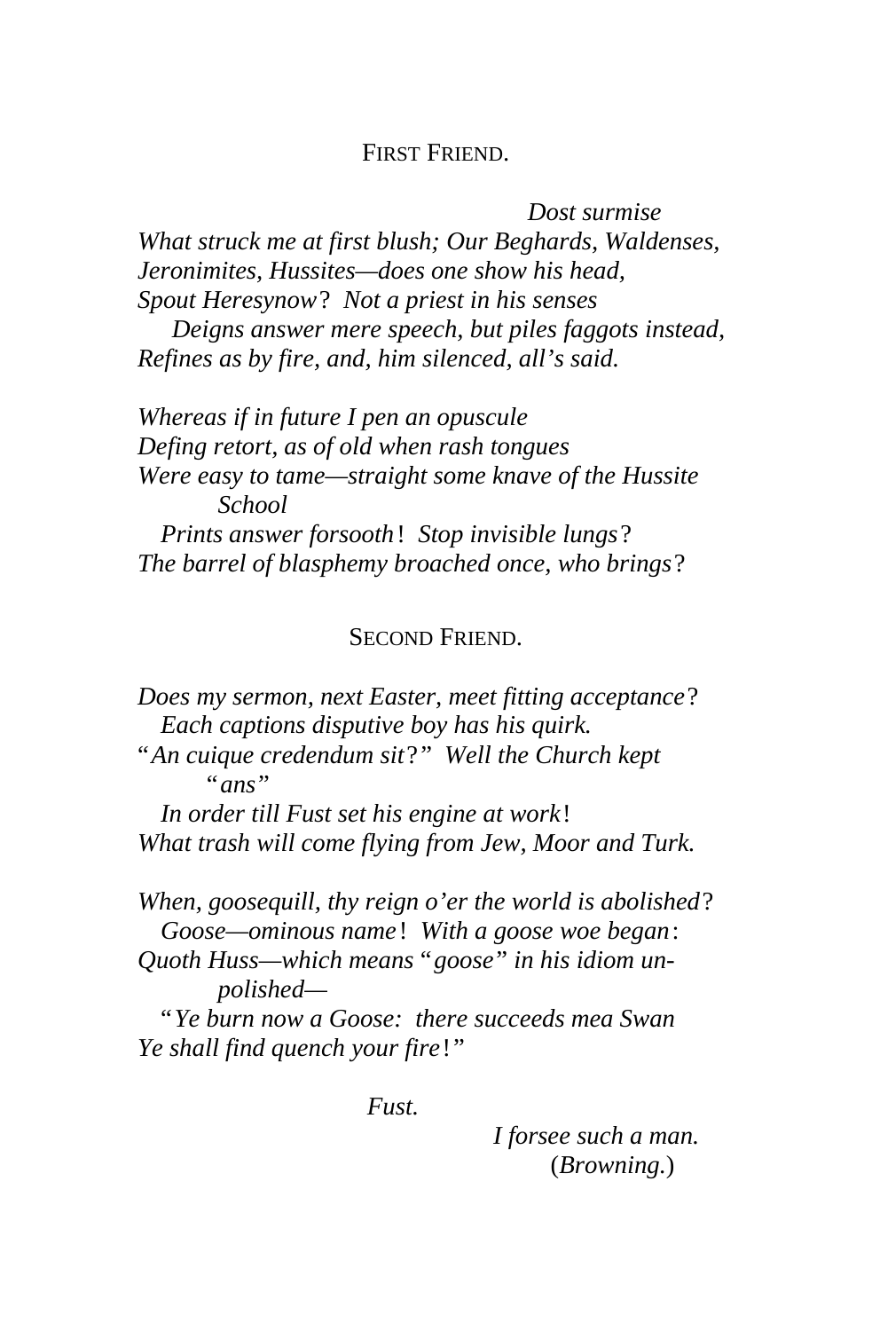FIRST FRIEND.

*Dost surmise*
*What struck me at first blush; Our Beghards, Waldenses,*
*Jeronimites, Hussites—does one show his head,*
*Spout Heresynow? Not a priest in his senses*
*Deigns answer mere speech, but piles faggots instead,*
*Refines as by fire, and, him silenced, all's said.*

*Whereas if in future I pen an opuscule*
*Defing retort, as of old when rash tongues*
*Were easy to tame—straight some knave of the Hussite School*
*Prints answer forsooth! Stop invisible lungs?*
*The barrel of blasphemy broached once, who brings?*

SECOND FRIEND.

*Does my sermon, next Easter, meet fitting acceptance?*
*Each captions disputive boy has his quirk.*
"*An cuique credendum sit?" Well the Church kept "ans"*
*In order till Fust set his engine at work!*
*What trash will come flying from Jew, Moor and Turk.*

*When, goosequill, thy reign o'er the world is abolished?*
*Goose—ominous name! With a goose woe began:*
*Quoth Huss—which means "goose" in his idiom unpolished—*
"*Ye burn now a Goose: there succeeds mea Swan*
*Ye shall find quench your fire!"*

*Fust.*

*I forsee such a man.*
(*Browning.*)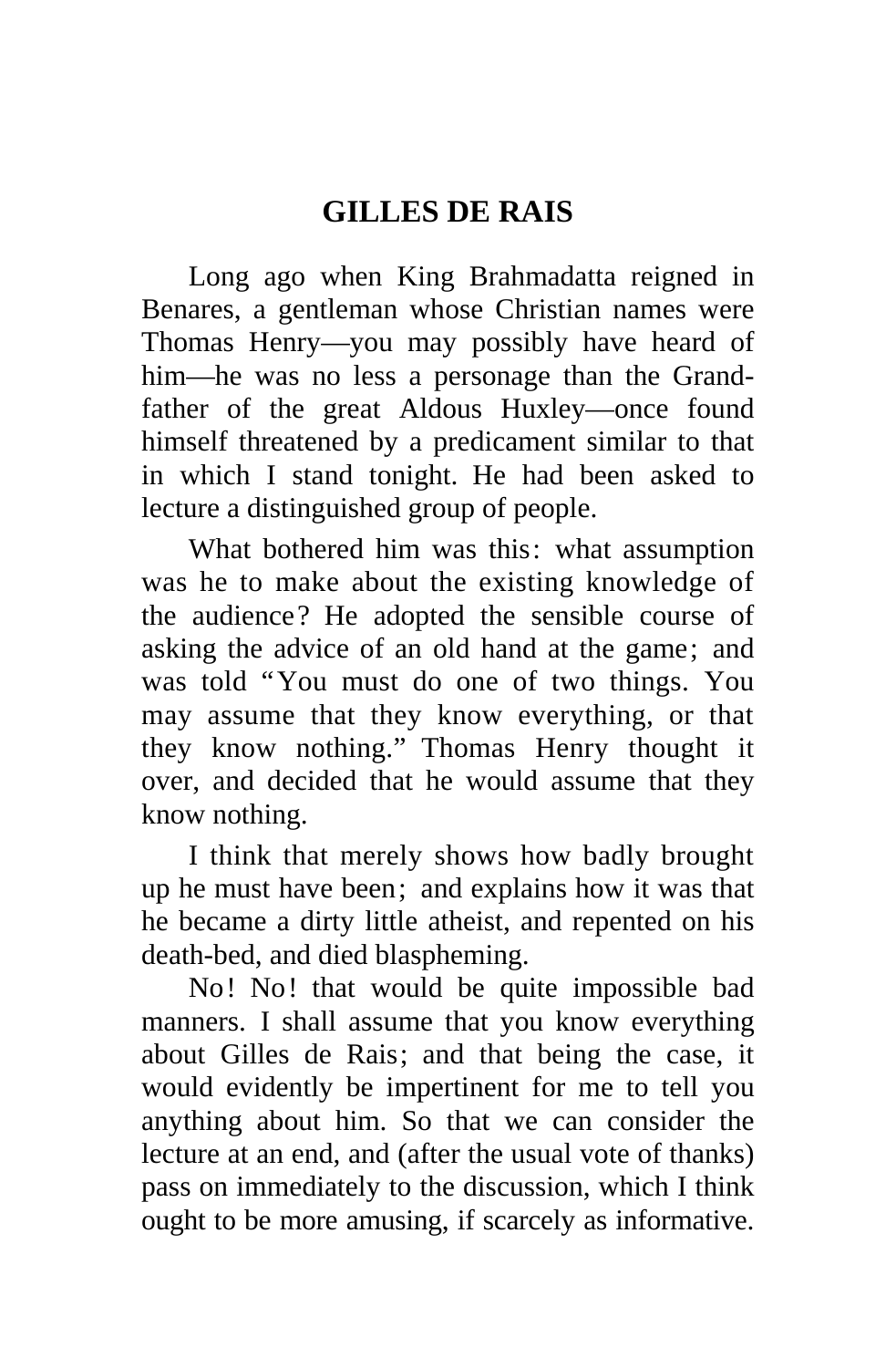# GILLES DE RAIS

Long ago when King Brahmadatta reigned in Benares, a gentleman whose Christian names were Thomas Henry—you may possibly have heard of him—he was no less a personage than the Grand-father of the great Aldous Huxley—once found himself threatened by a predicament similar to that in which I stand tonight. He had been asked to lecture a distinguished group of people.

What bothered him was this: what assumption was he to make about the existing knowledge of the audience? He adopted the sensible course of asking the advice of an old hand at the game; and was told "You must do one of two things. You may assume that they know everything, or that they know nothing." Thomas Henry thought it over, and decided that he would assume that they know nothing.

I think that merely shows how badly brought up he must have been; and explains how it was that he became a dirty little atheist, and repented on his death-bed, and died blaspheming.

No! No! that would be quite impossible bad manners. I shall assume that you know everything about Gilles de Rais; and that being the case, it would evidently be impertinent for me to tell you anything about him. So that we can consider the lecture at an end, and (after the usual vote of thanks) pass on immediately to the discussion, which I think ought to be more amusing, if scarcely as informative.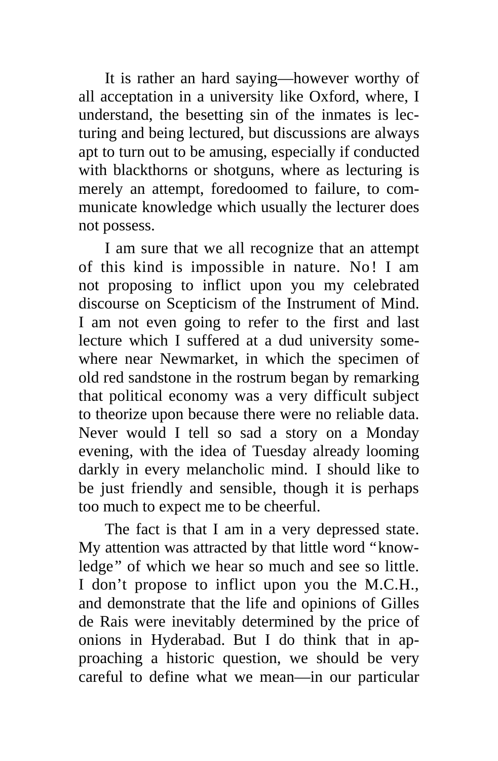It is rather an hard saying—however worthy of all acceptation in a university like Oxford, where, I understand, the besetting sin of the inmates is lecturing and being lectured, but discussions are always apt to turn out to be amusing, especially if conducted with blackthorns or shotguns, where as lecturing is merely an attempt, foredoomed to failure, to communicate knowledge which usually the lecturer does not possess.

I am sure that we all recognize that an attempt of this kind is impossible in nature. No! I am not proposing to inflict upon you my celebrated discourse on Scepticism of the Instrument of Mind. I am not even going to refer to the first and last lecture which I suffered at a dud university somewhere near Newmarket, in which the specimen of old red sandstone in the rostrum began by remarking that political economy was a very difficult subject to theorize upon because there were no reliable data. Never would I tell so sad a story on a Monday evening, with the idea of Tuesday already looming darkly in every melancholic mind. I should like to be just friendly and sensible, though it is perhaps too much to expect me to be cheerful.

The fact is that I am in a very depressed state. My attention was attracted by that little word "knowledge" of which we hear so much and see so little. I don't propose to inflict upon you the M.C.H., and demonstrate that the life and opinions of Gilles de Rais were inevitably determined by the price of onions in Hyderabad. But I do think that in approaching a historic question, we should be very careful to define what we mean—in our particular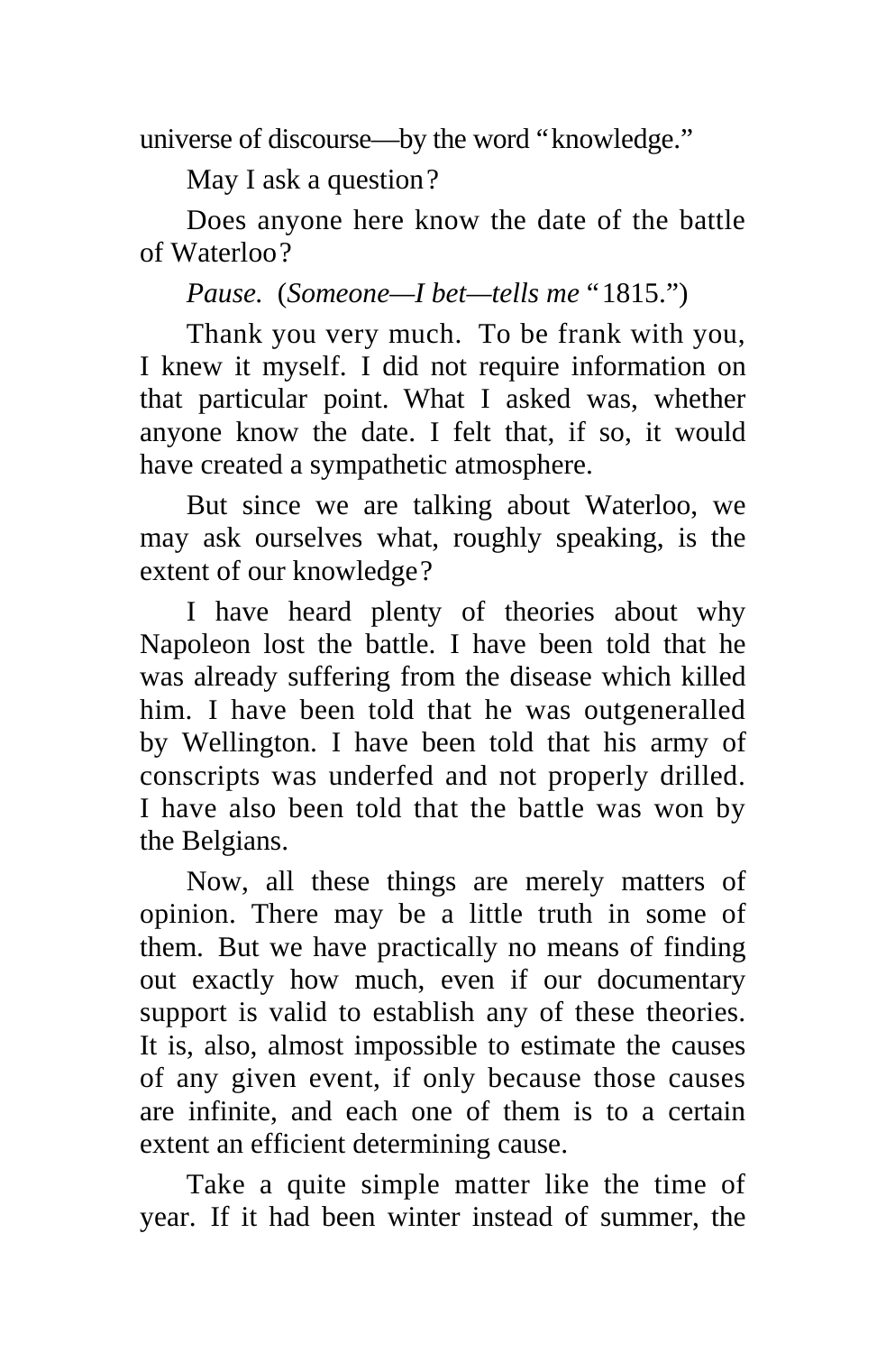universe of discourse—by the word "knowledge."

May I ask a question?

Does anyone here know the date of the battle of Waterloo?

*Pause.* (*Someone—I bet—tells me* "1815.")

Thank you very much. To be frank with you, I knew it myself. I did not require information on that particular point. What I asked was, whether anyone know the date. I felt that, if so, it would have created a sympathetic atmosphere.

But since we are talking about Waterloo, we may ask ourselves what, roughly speaking, is the extent of our knowledge?

I have heard plenty of theories about why Napoleon lost the battle. I have been told that he was already suffering from the disease which killed him. I have been told that he was outgeneralled by Wellington. I have been told that his army of conscripts was underfed and not properly drilled. I have also been told that the battle was won by the Belgians.

Now, all these things are merely matters of opinion. There may be a little truth in some of them. But we have practically no means of finding out exactly how much, even if our documentary support is valid to establish any of these theories. It is, also, almost impossible to estimate the causes of any given event, if only because those causes are infinite, and each one of them is to a certain extent an efficient determining cause.

Take a quite simple matter like the time of year. If it had been winter instead of summer, the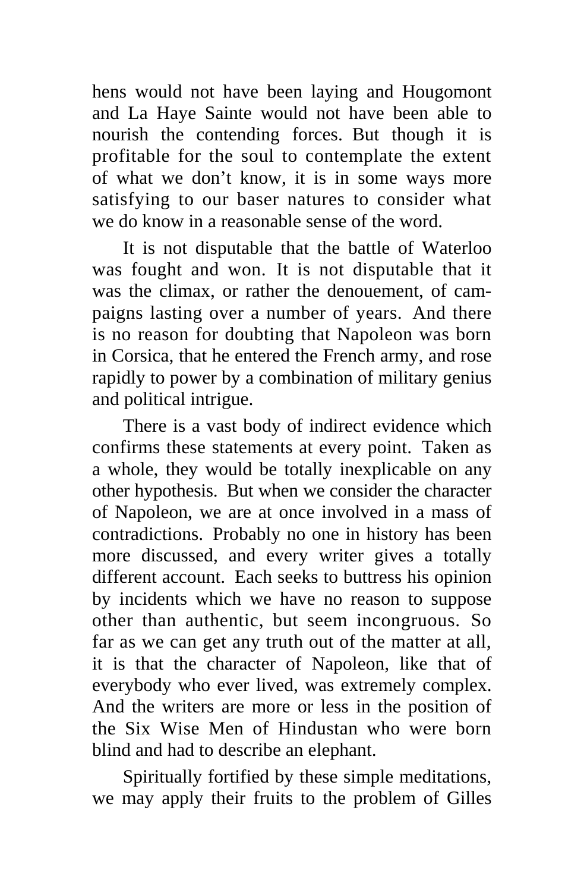hens would not have been laying and Hougomont and La Haye Sainte would not have been able to nourish the contending forces. But though it is profitable for the soul to contemplate the extent of what we don't know, it is in some ways more satisfying to our baser natures to consider what we do know in a reasonable sense of the word.

It is not disputable that the battle of Waterloo was fought and won. It is not disputable that it was the climax, or rather the denouement, of campaigns lasting over a number of years. And there is no reason for doubting that Napoleon was born in Corsica, that he entered the French army, and rose rapidly to power by a combination of military genius and political intrigue.

There is a vast body of indirect evidence which confirms these statements at every point. Taken as a whole, they would be totally inexplicable on any other hypothesis. But when we consider the character of Napoleon, we are at once involved in a mass of contradictions. Probably no one in history has been more discussed, and every writer gives a totally different account. Each seeks to buttress his opinion by incidents which we have no reason to suppose other than authentic, but seem incongruous. So far as we can get any truth out of the matter at all, it is that the character of Napoleon, like that of everybody who ever lived, was extremely complex. And the writers are more or less in the position of the Six Wise Men of Hindustan who were born blind and had to describe an elephant.

Spiritually fortified by these simple meditations, we may apply their fruits to the problem of Gilles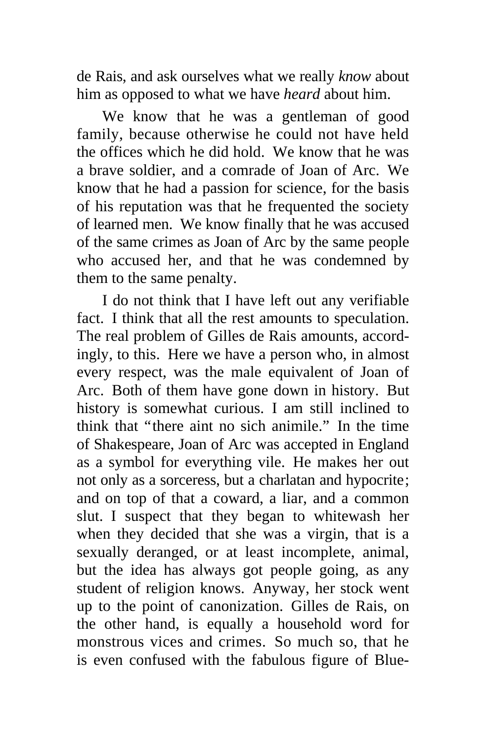de Rais, and ask ourselves what we really *know* about him as opposed to what we have *heard* about him.

We know that he was a gentleman of good family, because otherwise he could not have held the offices which he did hold. We know that he was a brave soldier, and a comrade of Joan of Arc. We know that he had a passion for science, for the basis of his reputation was that he frequented the society of learned men. We know finally that he was accused of the same crimes as Joan of Arc by the same people who accused her, and that he was condemned by them to the same penalty.

I do not think that I have left out any verifiable fact. I think that all the rest amounts to speculation. The real problem of Gilles de Rais amounts, accordingly, to this. Here we have a person who, in almost every respect, was the male equivalent of Joan of Arc. Both of them have gone down in history. But history is somewhat curious. I am still inclined to think that "there aint no sich animile." In the time of Shakespeare, Joan of Arc was accepted in England as a symbol for everything vile. He makes her out not only as a sorceress, but a charlatan and hypocrite; and on top of that a coward, a liar, and a common slut. I suspect that they began to whitewash her when they decided that she was a virgin, that is a sexually deranged, or at least incomplete, animal, but the idea has always got people going, as any student of religion knows. Anyway, her stock went up to the point of canonization. Gilles de Rais, on the other hand, is equally a household word for monstrous vices and crimes. So much so, that he is even confused with the fabulous figure of Blue-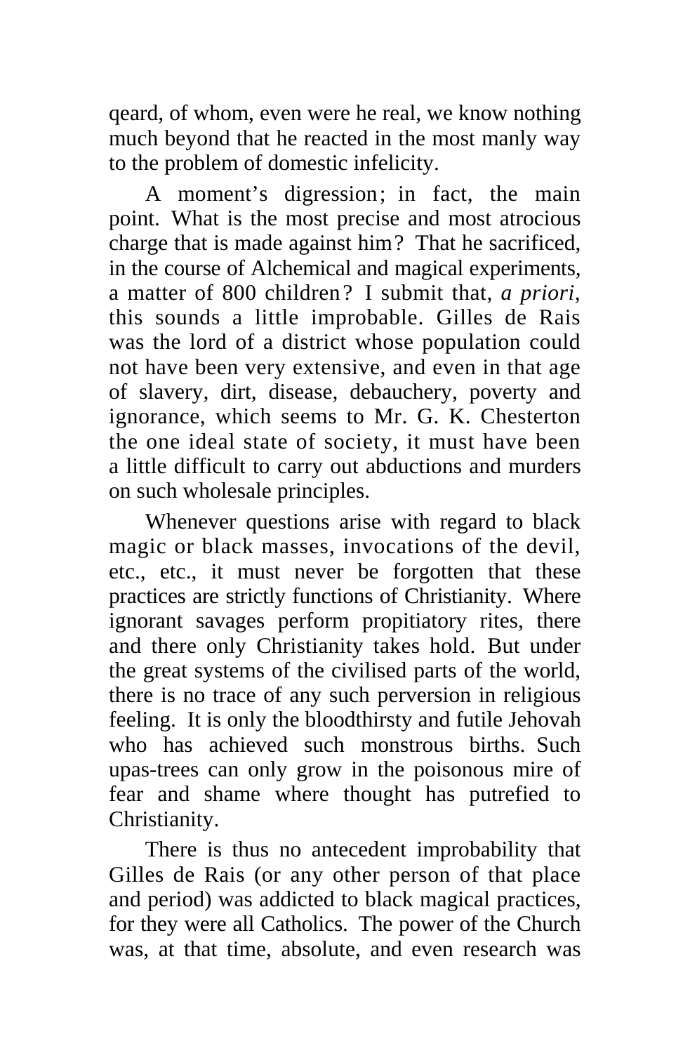qeard, of whom, even were he real, we know nothing much beyond that he reacted in the most manly way to the problem of domestic infelicity.

A moment's digression; in fact, the main point. What is the most precise and most atrocious charge that is made against him? That he sacrificed, in the course of Alchemical and magical experiments, a matter of 800 children? I submit that, *a priori*, this sounds a little improbable. Gilles de Rais was the lord of a district whose population could not have been very extensive, and even in that age of slavery, dirt, disease, debauchery, poverty and ignorance, which seems to Mr. G. K. Chesterton the one ideal state of society, it must have been a little difficult to carry out abductions and murders on such wholesale principles.

Whenever questions arise with regard to black magic or black masses, invocations of the devil, etc., etc., it must never be forgotten that these practices are strictly functions of Christianity. Where ignorant savages perform propitiatory rites, there and there only Christianity takes hold. But under the great systems of the civilised parts of the world, there is no trace of any such perversion in religious feeling. It is only the bloodthirsty and futile Jehovah who has achieved such monstrous births. Such upas-trees can only grow in the poisonous mire of fear and shame where thought has putrefied to Christianity.

There is thus no antecedent improbability that Gilles de Rais (or any other person of that place and period) was addicted to black magical practices, for they were all Catholics. The power of the Church was, at that time, absolute, and even research was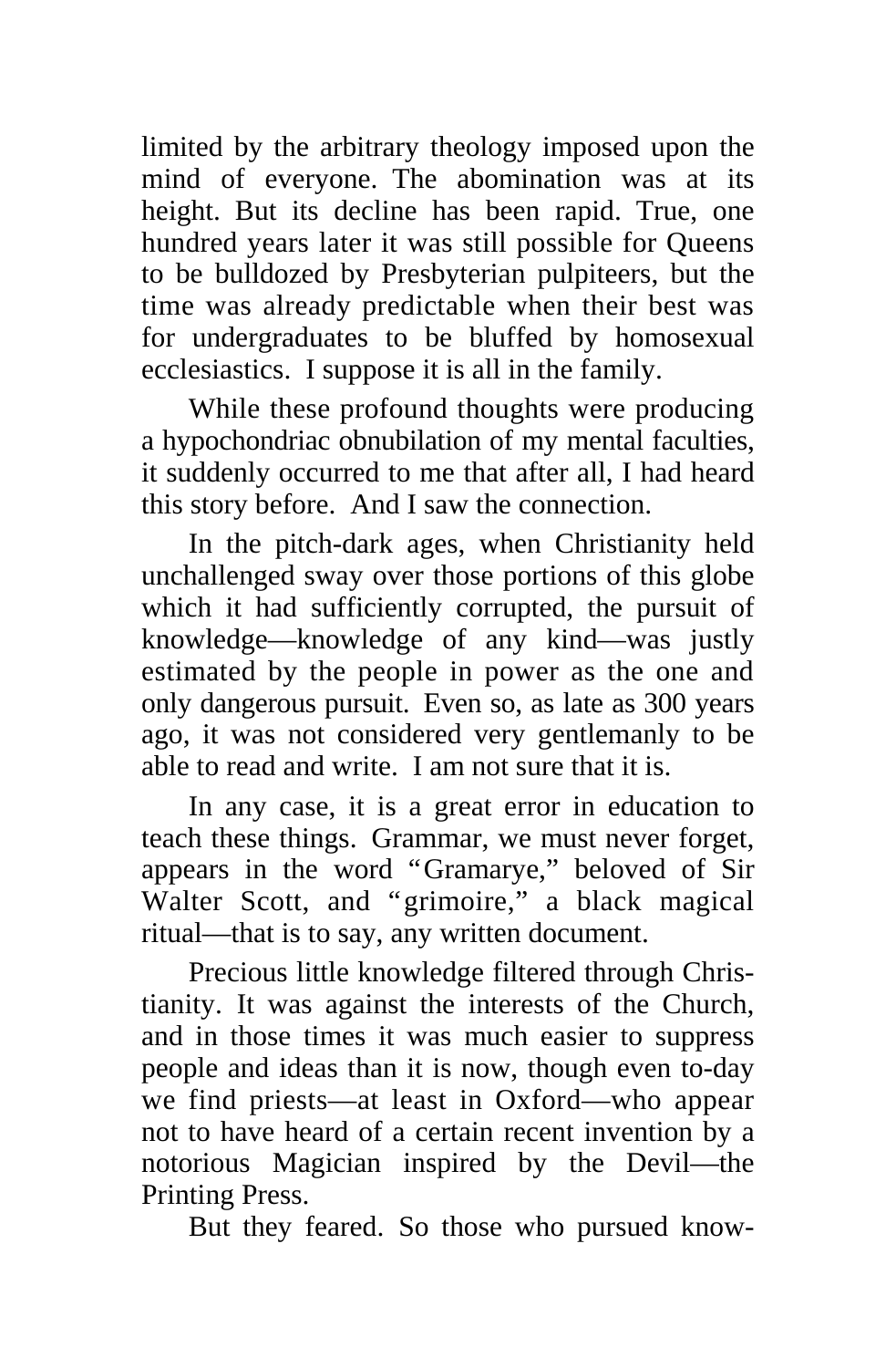limited by the arbitrary theology imposed upon the mind of everyone. The abomination was at its height. But its decline has been rapid. True, one hundred years later it was still possible for Queens to be bulldozed by Presbyterian pulpiteers, but the time was already predictable when their best was for undergraduates to be bluffed by homosexual ecclesiastics. I suppose it is all in the family.

While these profound thoughts were producing a hypochondriac obnubilation of my mental faculties, it suddenly occurred to me that after all, I had heard this story before. And I saw the connection.

In the pitch-dark ages, when Christianity held unchallenged sway over those portions of this globe which it had sufficiently corrupted, the pursuit of knowledge—knowledge of any kind—was justly estimated by the people in power as the one and only dangerous pursuit. Even so, as late as 300 years ago, it was not considered very gentlemanly to be able to read and write. I am not sure that it is.

In any case, it is a great error in education to teach these things. Grammar, we must never forget, appears in the word "Gramarye," beloved of Sir Walter Scott, and "grimoire," a black magical ritual—that is to say, any written document.

Precious little knowledge filtered through Christianity. It was against the interests of the Church, and in those times it was much easier to suppress people and ideas than it is now, though even to-day we find priests—at least in Oxford—who appear not to have heard of a certain recent invention by a notorious Magician inspired by the Devil—the Printing Press.

But they feared. So those who pursued know-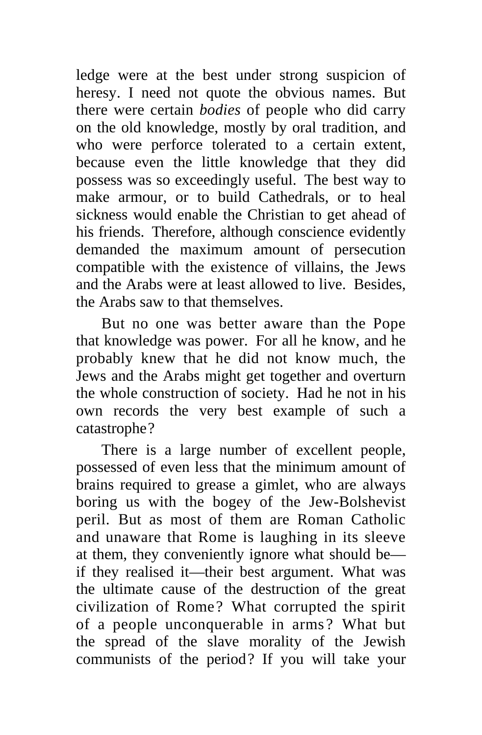ledge were at the best under strong suspicion of heresy. I need not quote the obvious names. But there were certain *bodies* of people who did carry on the old knowledge, mostly by oral tradition, and who were perforce tolerated to a certain extent, because even the little knowledge that they did possess was so exceedingly useful. The best way to make armour, or to build Cathedrals, or to heal sickness would enable the Christian to get ahead of his friends. Therefore, although conscience evidently demanded the maximum amount of persecution compatible with the existence of villains, the Jews and the Arabs were at least allowed to live. Besides, the Arabs saw to that themselves.

But no one was better aware than the Pope that knowledge was power. For all he know, and he probably knew that he did not know much, the Jews and the Arabs might get together and overturn the whole construction of society. Had he not in his own records the very best example of such a catastrophe?

There is a large number of excellent people, possessed of even less that the minimum amount of brains required to grease a gimlet, who are always boring us with the bogey of the Jew-Bolshevist peril. But as most of them are Roman Catholic and unaware that Rome is laughing in its sleeve at them, they conveniently ignore what should be—if they realised it—their best argument. What was the ultimate cause of the destruction of the great civilization of Rome? What corrupted the spirit of a people unconquerable in arms? What but the spread of the slave morality of the Jewish communists of the period? If you will take your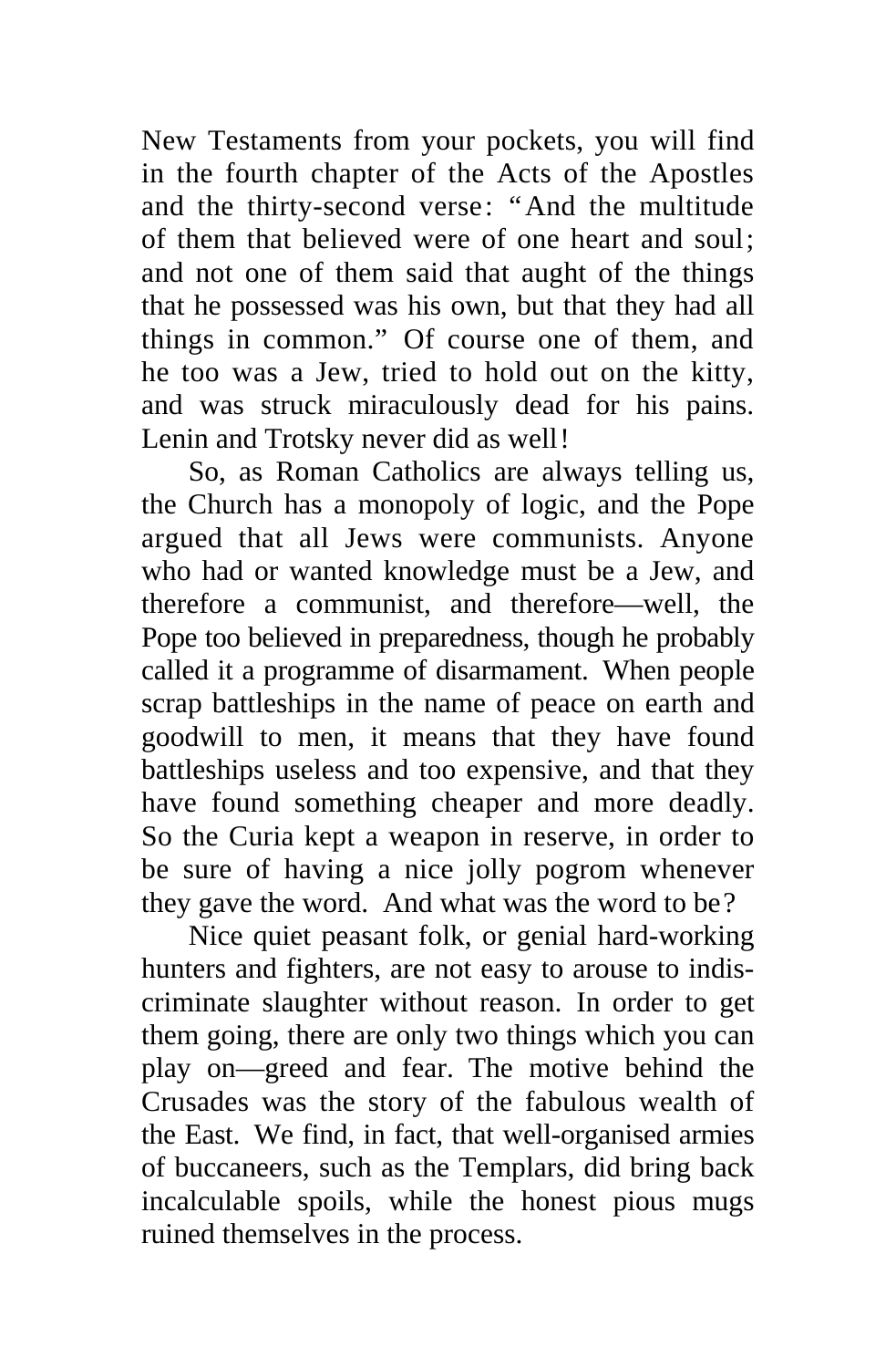New Testaments from your pockets, you will find in the fourth chapter of the Acts of the Apostles and the thirty-second verse: "And the multitude of them that believed were of one heart and soul; and not one of them said that aught of the things that he possessed was his own, but that they had all things in common." Of course one of them, and he too was a Jew, tried to hold out on the kitty, and was struck miraculously dead for his pains. Lenin and Trotsky never did as well!

So, as Roman Catholics are always telling us, the Church has a monopoly of logic, and the Pope argued that all Jews were communists. Anyone who had or wanted knowledge must be a Jew, and therefore a communist, and therefore—well, the Pope too believed in preparedness, though he probably called it a programme of disarmament. When people scrap battleships in the name of peace on earth and goodwill to men, it means that they have found battleships useless and too expensive, and that they have found something cheaper and more deadly. So the Curia kept a weapon in reserve, in order to be sure of having a nice jolly pogrom whenever they gave the word. And what was the word to be?

Nice quiet peasant folk, or genial hard-working hunters and fighters, are not easy to arouse to indiscriminate slaughter without reason. In order to get them going, there are only two things which you can play on—greed and fear. The motive behind the Crusades was the story of the fabulous wealth of the East. We find, in fact, that well-organised armies of buccaneers, such as the Templars, did bring back incalculable spoils, while the honest pious mugs ruined themselves in the process.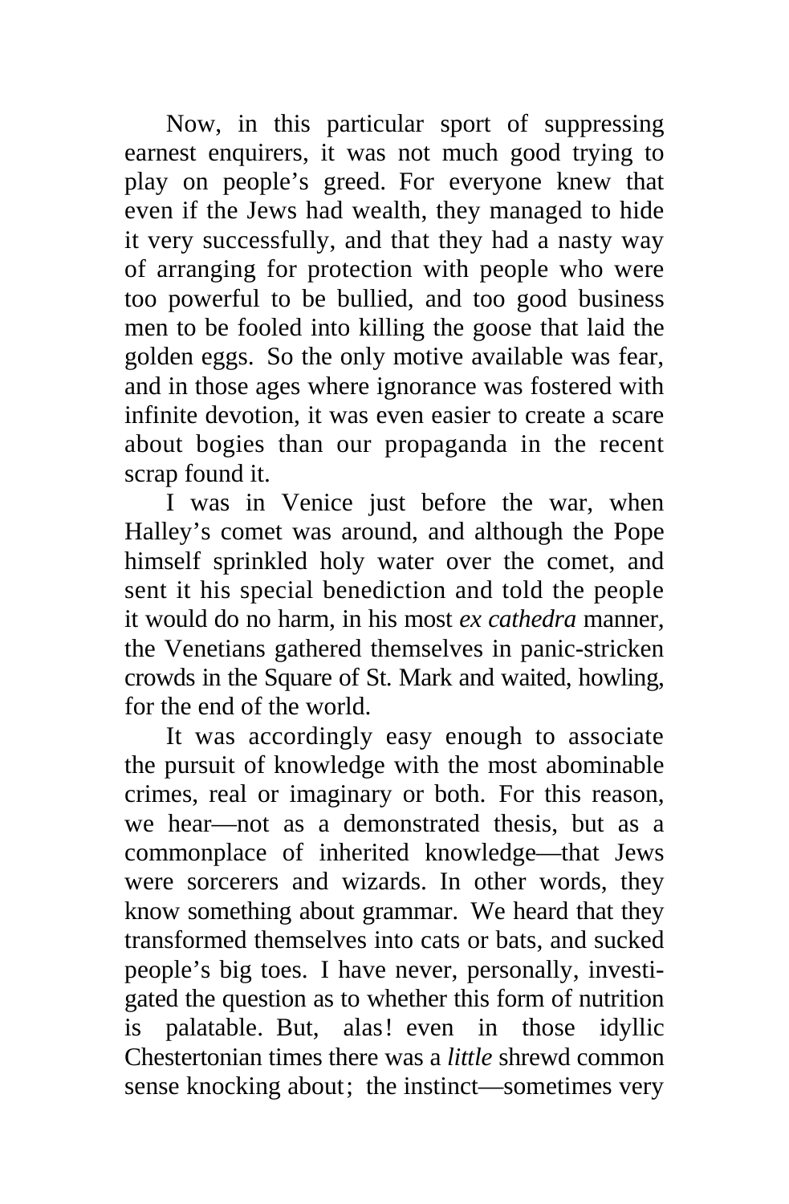Now, in this particular sport of suppressing earnest enquirers, it was not much good trying to play on people's greed. For everyone knew that even if the Jews had wealth, they managed to hide it very successfully, and that they had a nasty way of arranging for protection with people who were too powerful to be bullied, and too good business men to be fooled into killing the goose that laid the golden eggs. So the only motive available was fear, and in those ages where ignorance was fostered with infinite devotion, it was even easier to create a scare about bogies than our propaganda in the recent scrap found it.

I was in Venice just before the war, when Halley's comet was around, and although the Pope himself sprinkled holy water over the comet, and sent it his special benediction and told the people it would do no harm, in his most *ex cathedra* manner, the Venetians gathered themselves in panic-stricken crowds in the Square of St. Mark and waited, howling, for the end of the world.

It was accordingly easy enough to associate the pursuit of knowledge with the most abominable crimes, real or imaginary or both. For this reason, we hear—not as a demonstrated thesis, but as a commonplace of inherited knowledge—that Jews were sorcerers and wizards. In other words, they know something about grammar. We heard that they transformed themselves into cats or bats, and sucked people's big toes. I have never, personally, investigated the question as to whether this form of nutrition is palatable. But, alas! even in those idyllic Chestertonian times there was a *little* shrewd common sense knocking about; the instinct—sometimes very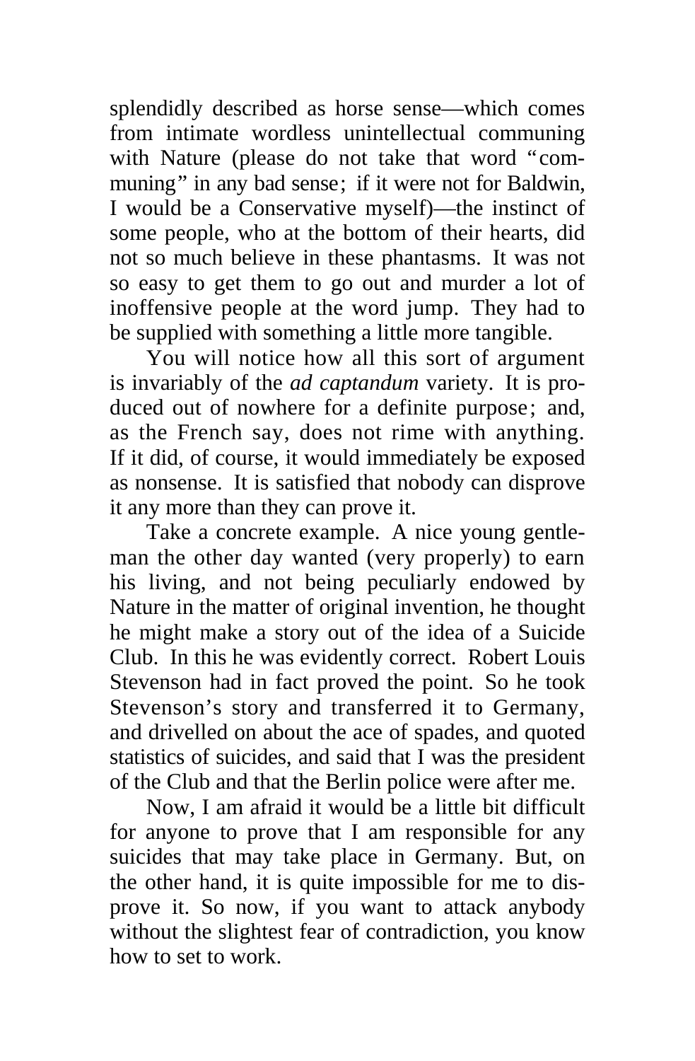splendidly described as horse sense—which comes from intimate wordless unintellectual communing with Nature (please do not take that word "communing" in any bad sense; if it were not for Baldwin, I would be a Conservative myself)—the instinct of some people, who at the bottom of their hearts, did not so much believe in these phantasms. It was not so easy to get them to go out and murder a lot of inoffensive people at the word jump. They had to be supplied with something a little more tangible.

You will notice how all this sort of argument is invariably of the *ad captandum* variety. It is produced out of nowhere for a definite purpose; and, as the French say, does not rime with anything. If it did, of course, it would immediately be exposed as nonsense. It is satisfied that nobody can disprove it any more than they can prove it.

Take a concrete example. A nice young gentleman the other day wanted (very properly) to earn his living, and not being peculiarly endowed by Nature in the matter of original invention, he thought he might make a story out of the idea of a Suicide Club. In this he was evidently correct. Robert Louis Stevenson had in fact proved the point. So he took Stevenson's story and transferred it to Germany, and drivelled on about the ace of spades, and quoted statistics of suicides, and said that I was the president of the Club and that the Berlin police were after me.

Now, I am afraid it would be a little bit difficult for anyone to prove that I am responsible for any suicides that may take place in Germany. But, on the other hand, it is quite impossible for me to disprove it. So now, if you want to attack anybody without the slightest fear of contradiction, you know how to set to work.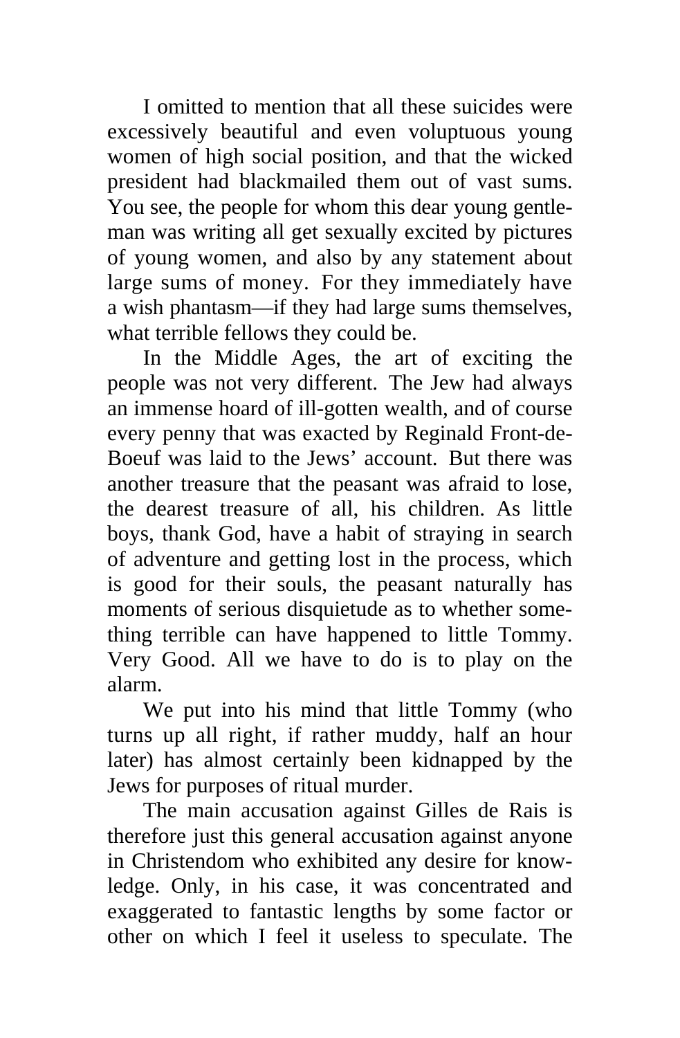I omitted to mention that all these suicides were excessively beautiful and even voluptuous young women of high social position, and that the wicked president had blackmailed them out of vast sums. You see, the people for whom this dear young gentleman was writing all get sexually excited by pictures of young women, and also by any statement about large sums of money. For they immediately have a wish phantasm—if they had large sums themselves, what terrible fellows they could be.

In the Middle Ages, the art of exciting the people was not very different. The Jew had always an immense hoard of ill-gotten wealth, and of course every penny that was exacted by Reginald Front-de-Boeuf was laid to the Jews' account. But there was another treasure that the peasant was afraid to lose, the dearest treasure of all, his children. As little boys, thank God, have a habit of straying in search of adventure and getting lost in the process, which is good for their souls, the peasant naturally has moments of serious disquietude as to whether something terrible can have happened to little Tommy. Very Good. All we have to do is to play on the alarm.

We put into his mind that little Tommy (who turns up all right, if rather muddy, half an hour later) has almost certainly been kidnapped by the Jews for purposes of ritual murder.

The main accusation against Gilles de Rais is therefore just this general accusation against anyone in Christendom who exhibited any desire for knowledge. Only, in his case, it was concentrated and exaggerated to fantastic lengths by some factor or other on which I feel it useless to speculate. The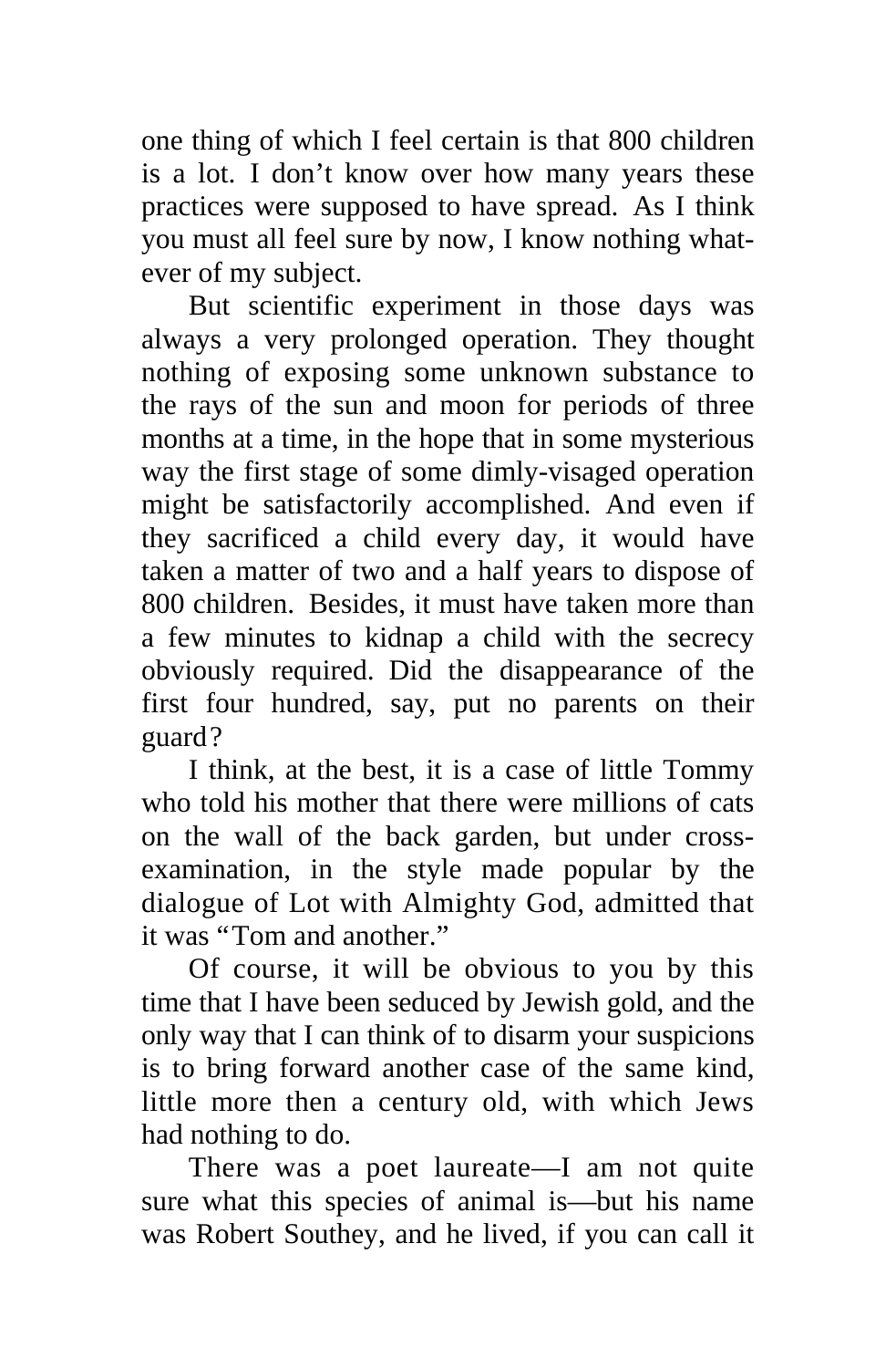one thing of which I feel certain is that 800 children is a lot. I don't know over how many years these practices were supposed to have spread. As I think you must all feel sure by now, I know nothing whatever of my subject.

But scientific experiment in those days was always a very prolonged operation. They thought nothing of exposing some unknown substance to the rays of the sun and moon for periods of three months at a time, in the hope that in some mysterious way the first stage of some dimly-visaged operation might be satisfactorily accomplished. And even if they sacrificed a child every day, it would have taken a matter of two and a half years to dispose of 800 children. Besides, it must have taken more than a few minutes to kidnap a child with the secrecy obviously required. Did the disappearance of the first four hundred, say, put no parents on their guard?

I think, at the best, it is a case of little Tommy who told his mother that there were millions of cats on the wall of the back garden, but under cross-examination, in the style made popular by the dialogue of Lot with Almighty God, admitted that it was "Tom and another."

Of course, it will be obvious to you by this time that I have been seduced by Jewish gold, and the only way that I can think of to disarm your suspicions is to bring forward another case of the same kind, little more then a century old, with which Jews had nothing to do.

There was a poet laureate—I am not quite sure what this species of animal is—but his name was Robert Southey, and he lived, if you can call it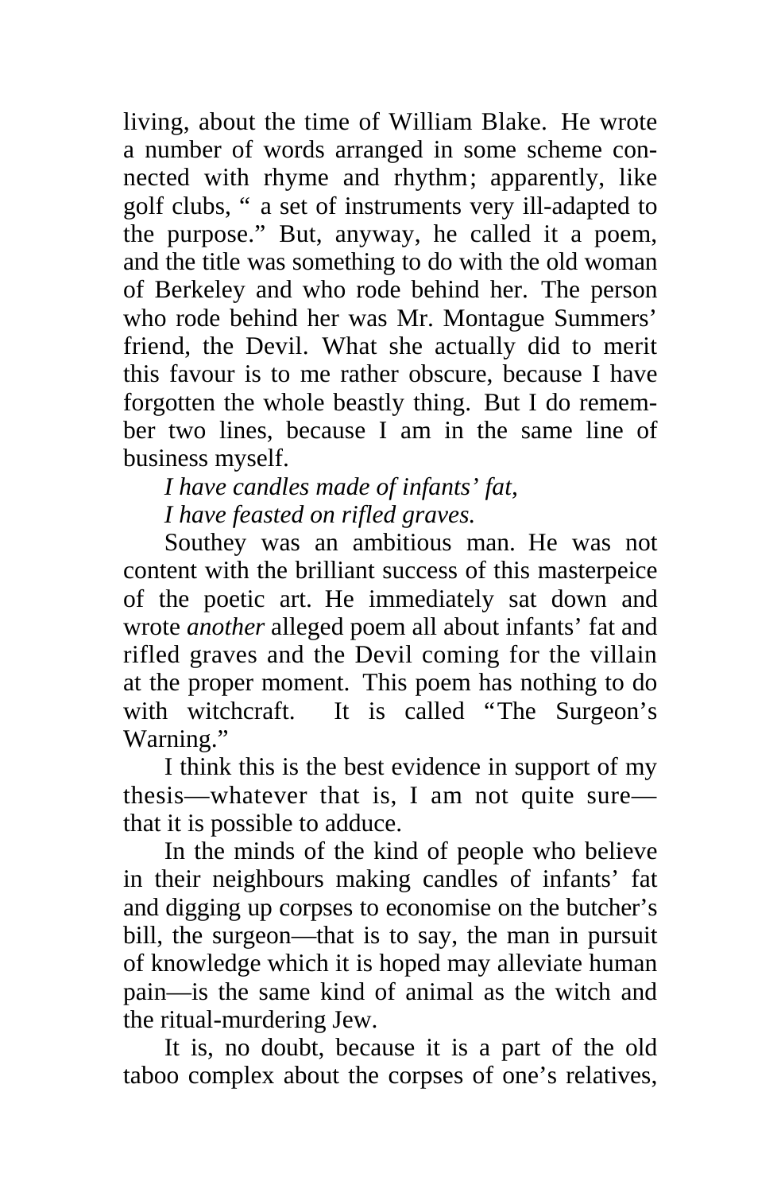living, about the time of William Blake. He wrote a number of words arranged in some scheme connected with rhyme and rhythm; apparently, like golf clubs, " a set of instruments very ill-adapted to the purpose." But, anyway, he called it a poem, and the title was something to do with the old woman of Berkeley and who rode behind her. The person who rode behind her was Mr. Montague Summers' friend, the Devil. What she actually did to merit this favour is to me rather obscure, because I have forgotten the whole beastly thing. But I do remember two lines, because I am in the same line of business myself.

*I have candles made of infants' fat,*
*I have feasted on rifled graves.*

Southey was an ambitious man. He was not content with the brilliant success of this masterpeice of the poetic art. He immediately sat down and wrote *another* alleged poem all about infants' fat and rifled graves and the Devil coming for the villain at the proper moment. This poem has nothing to do with witchcraft. It is called "The Surgeon's Warning."

I think this is the best evidence in support of my thesis—whatever that is, I am not quite sure—that it is possible to adduce.

In the minds of the kind of people who believe in their neighbours making candles of infants' fat and digging up corpses to economise on the butcher's bill, the surgeon—that is to say, the man in pursuit of knowledge which it is hoped may alleviate human pain—is the same kind of animal as the witch and the ritual-murdering Jew.

It is, no doubt, because it is a part of the old taboo complex about the corpses of one's relatives,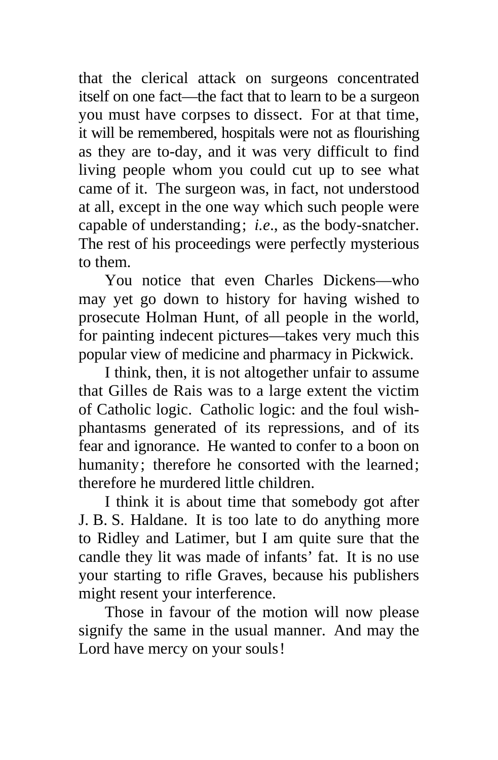that the clerical attack on surgeons concentrated itself on one fact—the fact that to learn to be a surgeon you must have corpses to dissect. For at that time, it will be remembered, hospitals were not as flourishing as they are to-day, and it was very difficult to find living people whom you could cut up to see what came of it. The surgeon was, in fact, not understood at all, except in the one way which such people were capable of understanding; *i.e.*, as the body-snatcher. The rest of his proceedings were perfectly mysterious to them.

You notice that even Charles Dickens—who may yet go down to history for having wished to prosecute Holman Hunt, of all people in the world, for painting indecent pictures—takes very much this popular view of medicine and pharmacy in Pickwick.

I think, then, it is not altogether unfair to assume that Gilles de Rais was to a large extent the victim of Catholic logic. Catholic logic: and the foul wish-phantasms generated of its repressions, and of its fear and ignorance. He wanted to confer to a boon on humanity; therefore he consorted with the learned; therefore he murdered little children.

I think it is about time that somebody got after J. B. S. Haldane. It is too late to do anything more to Ridley and Latimer, but I am quite sure that the candle they lit was made of infants' fat. It is no use your starting to rifle Graves, because his publishers might resent your interference.

Those in favour of the motion will now please signify the same in the usual manner. And may the Lord have mercy on your souls!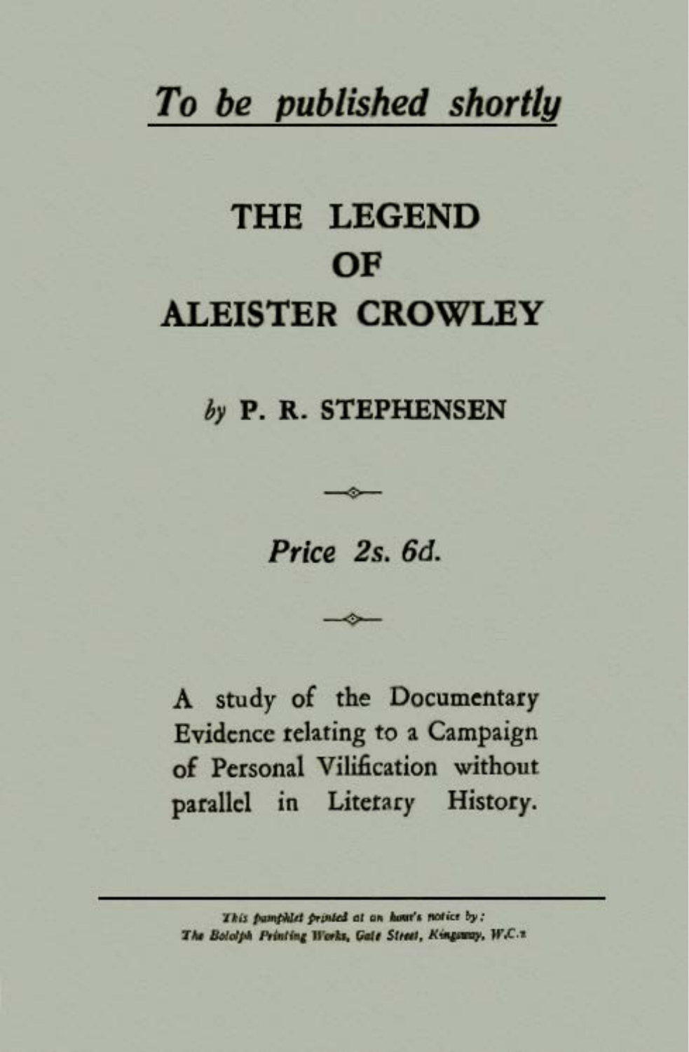*To be published shortly*

# THE LEGEND OF ALEISTER CROWLEY

*by* **P. R. STEPHENSEN**

*Price 2s. 6d.*

A study of the Documentary Evidence relating to a Campaign of Personal Vilification without parallel in Literary History.

---

*This pamphlet printed at an hour's notice by:*
*The Botolph Printing Works, Gate Street, Kingsway, W.C.2*